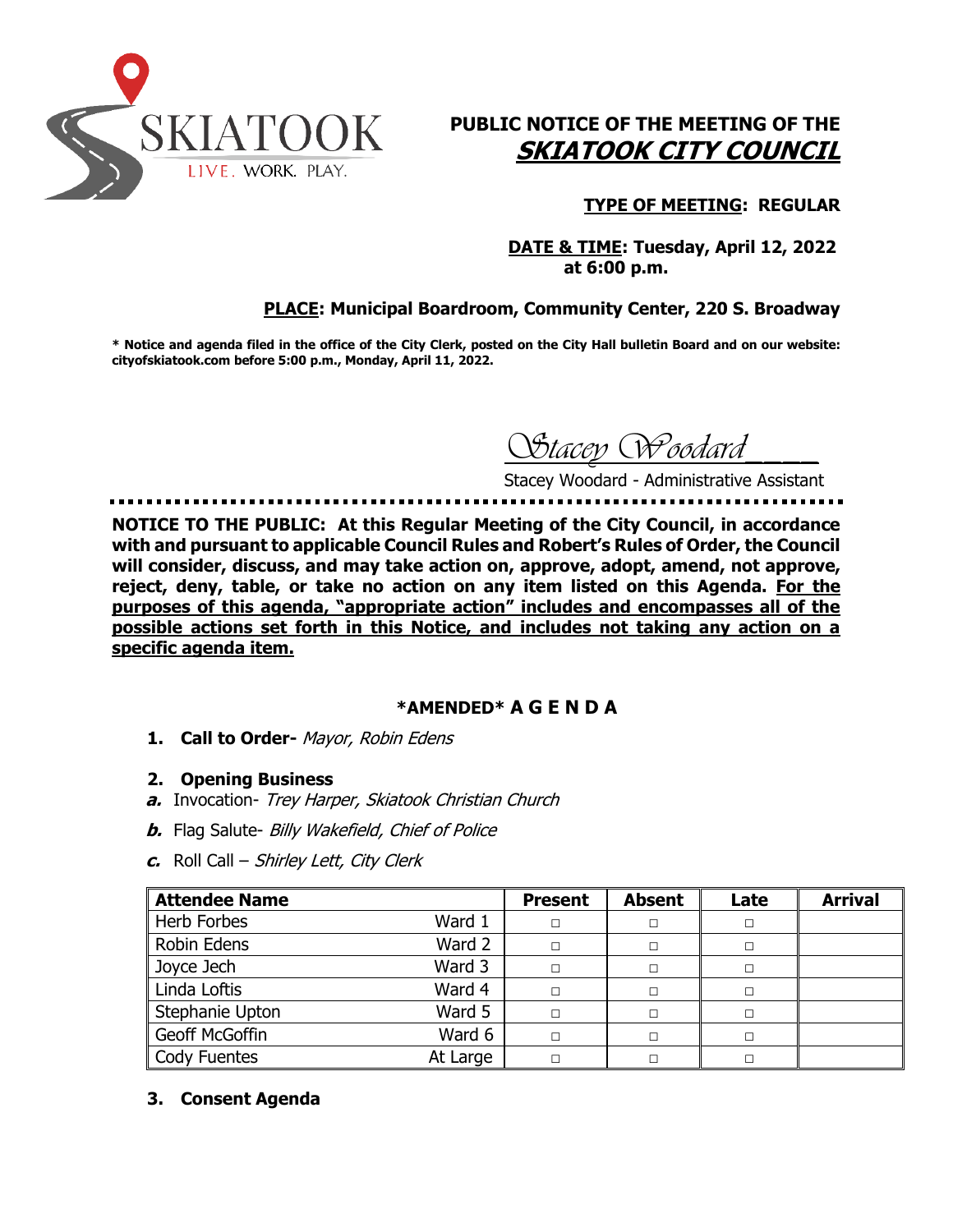SKIATOOK

LIVE. WORK. PLAY.

# PUBLIC NOTICE OF THE MEETING OF THE ***SKIATOOK CITY COUNCIL***

**TYPE OF MEETING: REGULAR**

**DATE & TIME: Tuesday, April 12, 2022 at 6:00 p.m.**

**PLACE: Municipal Boardroom, Community Center, 220 S. Broadway**

**\* Notice and agenda filed in the office of the City Clerk, posted on the City Hall bulletin Board and on our website: cityofskiatook.com before 5:00 p.m., Monday, April 11, 2022.**

*Stacey Woodard*

Stacey Woodard - Administrative Assistant

**NOTICE TO THE PUBLIC: At this Regular Meeting of the City Council, in accordance with and pursuant to applicable Council Rules and Robert's Rules of Order, the Council will consider, discuss, and may take action on, approve, adopt, amend, not approve, reject, deny, table, or take no action on any item listed on this Agenda. For the purposes of this agenda, "appropriate action" includes and encompasses all of the possible actions set forth in this Notice, and includes not taking any action on a specific agenda item.**

## \*AMENDED\* A G E N D A

1. **Call to Order-** *Mayor, Robin Edens*
2. **Opening Business**

***a.*** Invocation- *Trey Harper, Skiatook Christian Church*

***b.*** Flag Salute- *Billy Wakefield, Chief of Police*

***c.*** Roll Call – *Shirley Lett, City Clerk*

| Attendee Name | | Present | Absent | Late | Arrival |
|---|---|---|---|---|---|
| Herb Forbes | Ward 1 | □ | □ | □ | |
| Robin Edens | Ward 2 | □ | □ | □ | |
| Joyce Jech | Ward 3 | □ | □ | □ | |
| Linda Loftis | Ward 4 | □ | □ | □ | |
| Stephanie Upton | Ward 5 | □ | □ | □ | |
| Geoff McGoffin | Ward 6 | □ | □ | □ | |
| Cody Fuentes | At Large | □ | □ | □ | |

3. **Consent Agenda**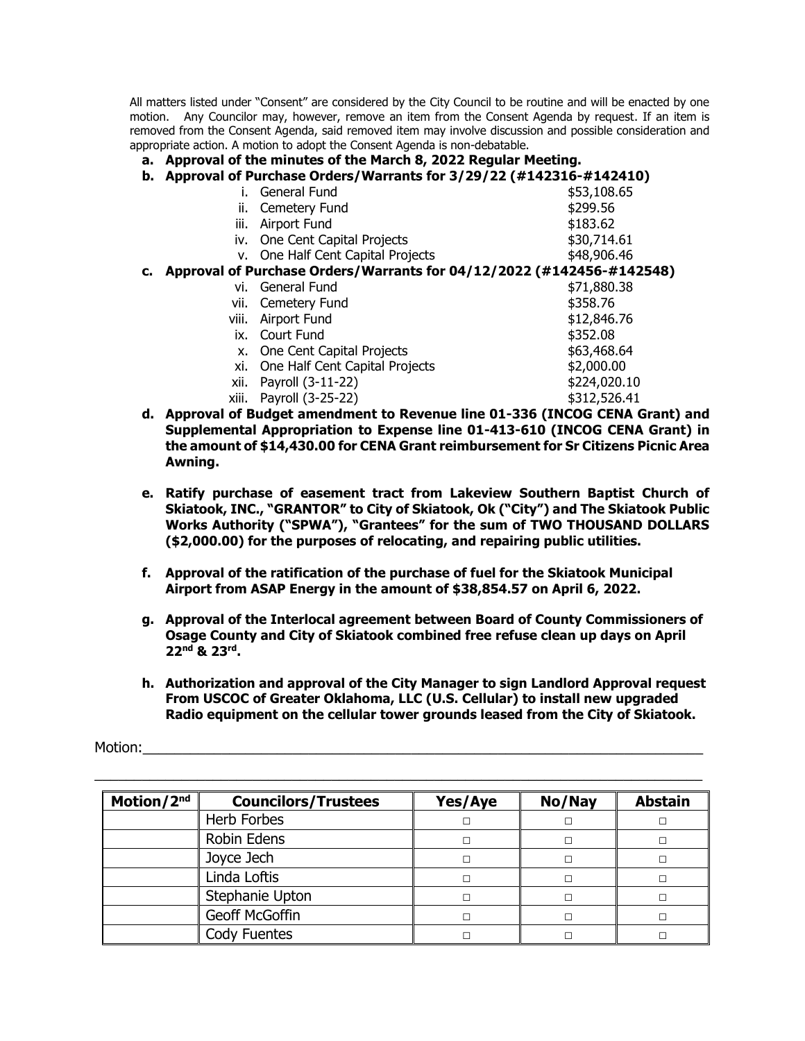All matters listed under "Consent" are considered by the City Council to be routine and will be enacted by one motion. Any Councilor may, however, remove an item from the Consent Agenda by request. If an item is removed from the Consent Agenda, said removed item may involve discussion and possible consideration and appropriate action. A motion to adopt the Consent Agenda is non-debatable.

**a. Approval of the minutes of the March 8, 2022 Regular Meeting.**

**b. Approval of Purchase Orders/Warrants for 3/29/22 (#142316-#142410)**

- i. General Fund — $53,108.65
- ii. Cemetery Fund — $299.56
- iii. Airport Fund — $183.62
- iv. One Cent Capital Projects — $30,714.61
- v. One Half Cent Capital Projects — $48,906.46

**c. Approval of Purchase Orders/Warrants for 04/12/2022 (#142456-#142548)**

- vi. General Fund — $71,880.38
- vii. Cemetery Fund — $358.76
- viii. Airport Fund — $12,846.76
- ix. Court Fund — $352.08
- x. One Cent Capital Projects — $63,468.64
- xi. One Half Cent Capital Projects — $2,000.00
- xii. Payroll (3-11-22) — $224,020.10
- xiii. Payroll (3-25-22) — $312,526.41

**d. Approval of Budget amendment to Revenue line 01-336 (INCOG CENA Grant) and Supplemental Appropriation to Expense line 01-413-610 (INCOG CENA Grant) in the amount of $14,430.00 for CENA Grant reimbursement for Sr Citizens Picnic Area Awning.**

**e. Ratify purchase of easement tract from Lakeview Southern Baptist Church of Skiatook, INC., "GRANTOR" to City of Skiatook, Ok ("City") and The Skiatook Public Works Authority ("SPWA"), "Grantees" for the sum of TWO THOUSAND DOLLARS ($2,000.00) for the purposes of relocating, and repairing public utilities.**

**f. Approval of the ratification of the purchase of fuel for the Skiatook Municipal Airport from ASAP Energy in the amount of $38,854.57 on April 6, 2022.**

**g. Approval of the Interlocal agreement between Board of County Commissioners of Osage County and City of Skiatook combined free refuse clean up days on April 22nd & 23rd.**

**h. Authorization and approval of the City Manager to sign Landlord Approval request From USCOC of Greater Oklahoma, LLC (U.S. Cellular) to install new upgraded Radio equipment on the cellular tower grounds leased from the City of Skiatook.**

Motion:\_\_\_\_\_\_\_\_\_\_\_\_\_\_\_\_\_\_\_\_\_\_\_\_\_\_\_\_\_\_\_\_\_\_\_\_\_\_\_\_\_\_\_\_\_\_\_\_\_\_\_\_\_\_\_\_\_\_\_\_

| Motion/2nd | Councilors/Trustees | Yes/Aye | No/Nay | Abstain |
|---|---|---|---|---|
| | Herb Forbes | □ | □ | □ |
| | Robin Edens | □ | □ | □ |
| | Joyce Jech | □ | □ | □ |
| | Linda Loftis | □ | □ | □ |
| | Stephanie Upton | □ | □ | □ |
| | Geoff McGoffin | □ | □ | □ |
| | Cody Fuentes | □ | □ | □ |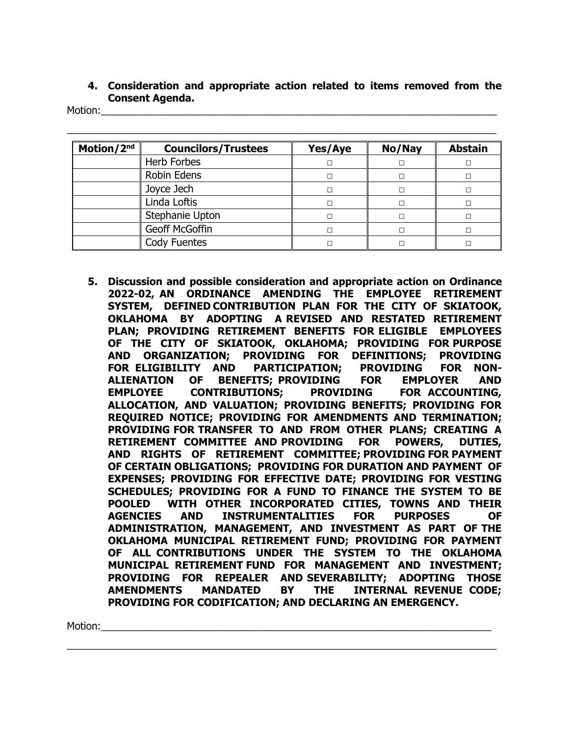**4. Consideration and appropriate action related to items removed from the Consent Agenda.**

Motion:_______________________________________________________________________

_____________________________________________________________________________

| Motion/2nd | Councilors/Trustees | Yes/Aye | No/Nay | Abstain |
|---|---|---|---|---|
| | Herb Forbes | □ | □ | □ |
| | Robin Edens | □ | □ | □ |
| | Joyce Jech | □ | □ | □ |
| | Linda Loftis | □ | □ | □ |
| | Stephanie Upton | □ | □ | □ |
| | Geoff McGoffin | □ | □ | □ |
| | Cody Fuentes | □ | □ | □ |

**5. Discussion and possible consideration and appropriate action on Ordinance 2022-02, AN ORDINANCE AMENDING THE EMPLOYEE RETIREMENT SYSTEM, DEFINED CONTRIBUTION PLAN FOR THE CITY OF SKIATOOK, OKLAHOMA BY ADOPTING A REVISED AND RESTATED RETIREMENT PLAN; PROVIDING RETIREMENT BENEFITS FOR ELIGIBLE EMPLOYEES OF THE CITY OF SKIATOOK, OKLAHOMA; PROVIDING FOR PURPOSE AND ORGANIZATION; PROVIDING FOR DEFINITIONS; PROVIDING FOR ELIGIBILITY AND PARTICIPATION; PROVIDING FOR NON-ALIENATION OF BENEFITS; PROVIDING FOR EMPLOYER AND EMPLOYEE CONTRIBUTIONS; PROVIDING FOR ACCOUNTING, ALLOCATION, AND VALUATION; PROVIDING BENEFITS; PROVIDING FOR REQUIRED NOTICE; PROVIDING FOR AMENDMENTS AND TERMINATION; PROVIDING FOR TRANSFER TO AND FROM OTHER PLANS; CREATING A RETIREMENT COMMITTEE AND PROVIDING FOR POWERS, DUTIES, AND RIGHTS OF RETIREMENT COMMITTEE; PROVIDING FOR PAYMENT OF CERTAIN OBLIGATIONS; PROVIDING FOR DURATION AND PAYMENT OF EXPENSES; PROVIDING FOR EFFECTIVE DATE; PROVIDING FOR VESTING SCHEDULES; PROVIDING FOR A FUND TO FINANCE THE SYSTEM TO BE POOLED WITH OTHER INCORPORATED CITIES, TOWNS AND THEIR AGENCIES AND INSTRUMENTALITIES FOR PURPOSES OF ADMINISTRATION, MANAGEMENT, AND INVESTMENT AS PART OF THE OKLAHOMA MUNICIPAL RETIREMENT FUND; PROVIDING FOR PAYMENT OF ALL CONTRIBUTIONS UNDER THE SYSTEM TO THE OKLAHOMA MUNICIPAL RETIREMENT FUND FOR MANAGEMENT AND INVESTMENT; PROVIDING FOR REPEALER AND SEVERABILITY; ADOPTING THOSE AMENDMENTS MANDATED BY THE INTERNAL REVENUE CODE; PROVIDING FOR CODIFICATION; AND DECLARING AN EMERGENCY.**

Motion:_______________________________________________________________________

_____________________________________________________________________________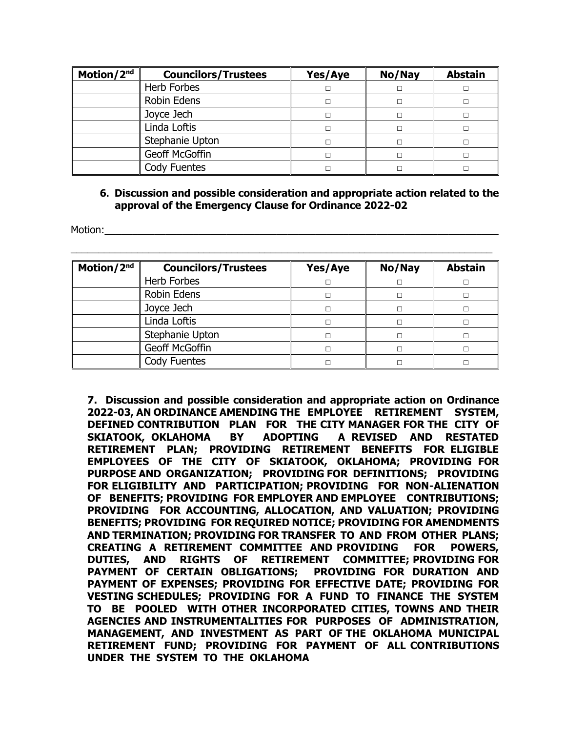| Motion/2nd | Councilors/Trustees | Yes/Aye | No/Nay | Abstain |
|---|---|---|---|---|
| | Herb Forbes | □ | □ | □ |
| | Robin Edens | □ | □ | □ |
| | Joyce Jech | □ | □ | □ |
| | Linda Loftis | □ | □ | □ |
| | Stephanie Upton | □ | □ | □ |
| | Geoff McGoffin | □ | □ | □ |
| | Cody Fuentes | □ | □ | □ |

**6. Discussion and possible consideration and appropriate action related to the approval of the Emergency Clause for Ordinance 2022-02**

Motion:\_\_\_\_\_\_\_\_\_\_\_\_\_\_\_\_\_\_\_\_\_\_\_\_\_\_\_\_\_\_\_\_\_\_\_\_\_\_\_\_\_\_\_\_\_\_\_\_\_\_\_\_\_\_\_\_\_\_\_\_\_\_

\_\_\_\_\_\_\_\_\_\_\_\_\_\_\_\_\_\_\_\_\_\_\_\_\_\_\_\_\_\_\_\_\_\_\_\_\_\_\_\_\_\_\_\_\_\_\_\_\_\_\_\_\_\_\_\_\_\_\_\_\_\_\_\_\_\_\_\_

| Motion/2nd | Councilors/Trustees | Yes/Aye | No/Nay | Abstain |
|---|---|---|---|---|
| | Herb Forbes | □ | □ | □ |
| | Robin Edens | □ | □ | □ |
| | Joyce Jech | □ | □ | □ |
| | Linda Loftis | □ | □ | □ |
| | Stephanie Upton | □ | □ | □ |
| | Geoff McGoffin | □ | □ | □ |
| | Cody Fuentes | □ | □ | □ |

**7. Discussion and possible consideration and appropriate action on Ordinance 2022-03, AN ORDINANCE AMENDING THE EMPLOYEE RETIREMENT SYSTEM, DEFINED CONTRIBUTION PLAN FOR THE CITY MANAGER FOR THE CITY OF SKIATOOK, OKLAHOMA BY ADOPTING A REVISED AND RESTATED RETIREMENT PLAN; PROVIDING RETIREMENT BENEFITS FOR ELIGIBLE EMPLOYEES OF THE CITY OF SKIATOOK, OKLAHOMA; PROVIDING FOR PURPOSE AND ORGANIZATION; PROVIDING FOR DEFINITIONS; PROVIDING FOR ELIGIBILITY AND PARTICIPATION; PROVIDING FOR NON-ALIENATION OF BENEFITS; PROVIDING FOR EMPLOYER AND EMPLOYEE CONTRIBUTIONS; PROVIDING FOR ACCOUNTING, ALLOCATION, AND VALUATION; PROVIDING BENEFITS; PROVIDING FOR REQUIRED NOTICE; PROVIDING FOR AMENDMENTS AND TERMINATION; PROVIDING FOR TRANSFER TO AND FROM OTHER PLANS; CREATING A RETIREMENT COMMITTEE AND PROVIDING FOR POWERS, DUTIES, AND RIGHTS OF RETIREMENT COMMITTEE; PROVIDING FOR PAYMENT OF CERTAIN OBLIGATIONS; PROVIDING FOR DURATION AND PAYMENT OF EXPENSES; PROVIDING FOR EFFECTIVE DATE; PROVIDING FOR VESTING SCHEDULES; PROVIDING FOR A FUND TO FINANCE THE SYSTEM TO BE POOLED WITH OTHER INCORPORATED CITIES, TOWNS AND THEIR AGENCIES AND INSTRUMENTALITIES FOR PURPOSES OF ADMINISTRATION, MANAGEMENT, AND INVESTMENT AS PART OF THE OKLAHOMA MUNICIPAL RETIREMENT FUND; PROVIDING FOR PAYMENT OF ALL CONTRIBUTIONS UNDER THE SYSTEM TO THE OKLAHOMA**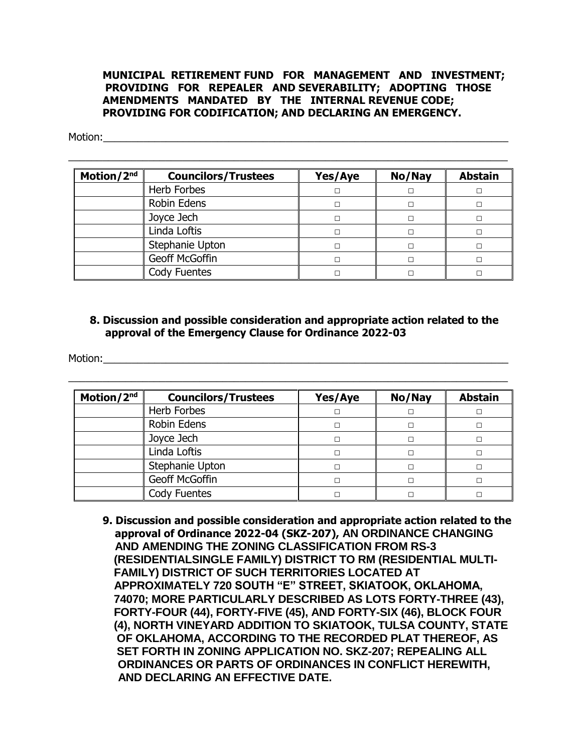**MUNICIPAL RETIREMENT FUND FOR MANAGEMENT AND INVESTMENT; PROVIDING FOR REPEALER AND SEVERABILITY; ADOPTING THOSE AMENDMENTS MANDATED BY THE INTERNAL REVENUE CODE; PROVIDING FOR CODIFICATION; AND DECLARING AN EMERGENCY.**

Motion:\_\_\_\_\_\_\_\_\_\_\_\_\_\_\_\_\_\_\_\_\_\_\_\_\_\_\_\_\_\_\_\_\_\_\_\_\_\_\_\_\_\_\_\_\_\_\_\_\_\_\_\_\_\_\_\_\_\_\_\_\_\_\_\_\_\_\_\_

\_\_\_\_\_\_\_\_\_\_\_\_\_\_\_\_\_\_\_\_\_\_\_\_\_\_\_\_\_\_\_\_\_\_\_\_\_\_\_\_\_\_\_\_\_\_\_\_\_\_\_\_\_\_\_\_\_\_\_\_\_\_\_\_\_\_\_\_\_\_\_\_\_\_

| Motion/2nd | Councilors/Trustees | Yes/Aye | No/Nay | Abstain |
|---|---|---|---|---|
| | Herb Forbes | □ | □ | □ |
| | Robin Edens | □ | □ | □ |
| | Joyce Jech | □ | □ | □ |
| | Linda Loftis | □ | □ | □ |
| | Stephanie Upton | □ | □ | □ |
| | Geoff McGoffin | □ | □ | □ |
| | Cody Fuentes | □ | □ | □ |

**8. Discussion and possible consideration and appropriate action related to the approval of the Emergency Clause for Ordinance 2022-03**

Motion:\_\_\_\_\_\_\_\_\_\_\_\_\_\_\_\_\_\_\_\_\_\_\_\_\_\_\_\_\_\_\_\_\_\_\_\_\_\_\_\_\_\_\_\_\_\_\_\_\_\_\_\_\_\_\_\_\_\_\_\_\_\_\_\_\_\_\_\_

\_\_\_\_\_\_\_\_\_\_\_\_\_\_\_\_\_\_\_\_\_\_\_\_\_\_\_\_\_\_\_\_\_\_\_\_\_\_\_\_\_\_\_\_\_\_\_\_\_\_\_\_\_\_\_\_\_\_\_\_\_\_\_\_\_\_\_\_\_\_\_\_\_\_

| Motion/2nd | Councilors/Trustees | Yes/Aye | No/Nay | Abstain |
|---|---|---|---|---|
| | Herb Forbes | □ | □ | □ |
| | Robin Edens | □ | □ | □ |
| | Joyce Jech | □ | □ | □ |
| | Linda Loftis | □ | □ | □ |
| | Stephanie Upton | □ | □ | □ |
| | Geoff McGoffin | □ | □ | □ |
| | Cody Fuentes | □ | □ | □ |

**9. Discussion and possible consideration and appropriate action related to the approval of Ordinance 2022-04 (SKZ-207), AN ORDINANCE CHANGING AND AMENDING THE ZONING CLASSIFICATION FROM RS-3 (RESIDENTIALSINGLE FAMILY) DISTRICT TO RM (RESIDENTIAL MULTI-FAMILY) DISTRICT OF SUCH TERRITORIES LOCATED AT APPROXIMATELY 720 SOUTH "E" STREET, SKIATOOK, OKLAHOMA, 74070; MORE PARTICULARLY DESCRIBED AS LOTS FORTY-THREE (43), FORTY-FOUR (44), FORTY-FIVE (45), AND FORTY-SIX (46), BLOCK FOUR (4), NORTH VINEYARD ADDITION TO SKIATOOK, TULSA COUNTY, STATE OF OKLAHOMA, ACCORDING TO THE RECORDED PLAT THEREOF, AS SET FORTH IN ZONING APPLICATION NO. SKZ-207; REPEALING ALL ORDINANCES OR PARTS OF ORDINANCES IN CONFLICT HEREWITH, AND DECLARING AN EFFECTIVE DATE.**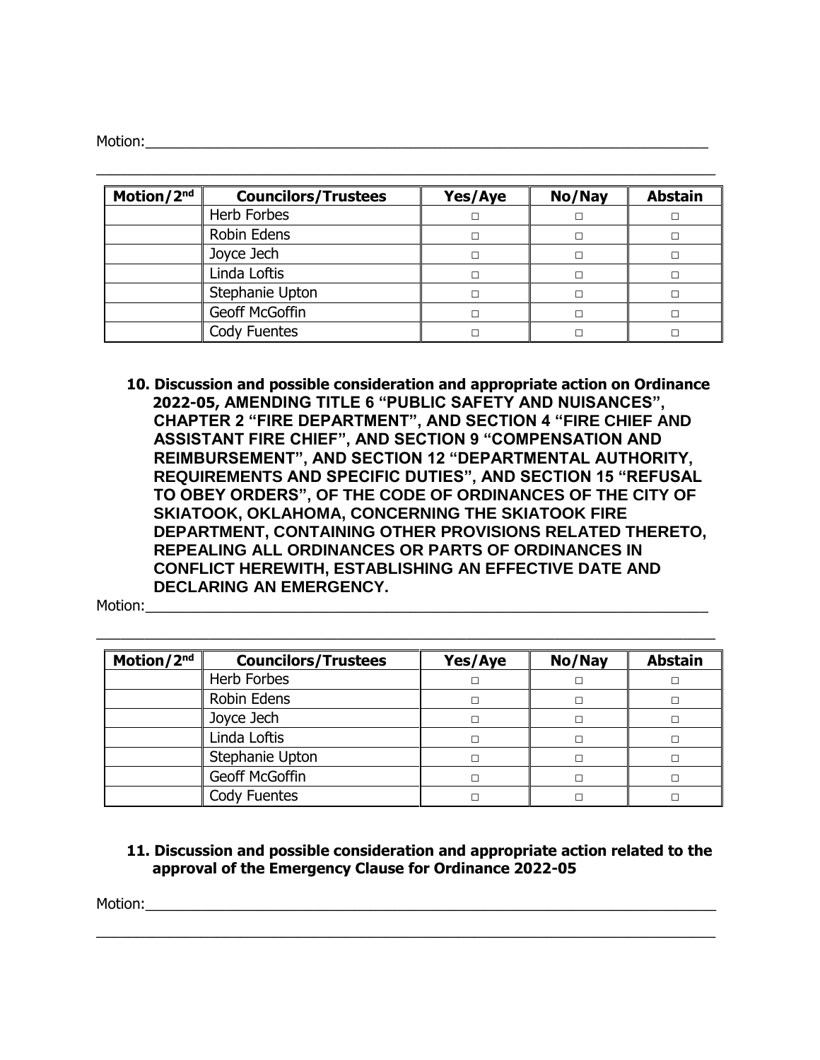Motion:\_\_\_\_\_\_\_\_\_\_\_\_\_\_\_\_\_\_\_\_\_\_\_\_\_\_\_\_\_\_\_\_\_\_\_\_\_\_\_\_\_\_\_\_\_\_\_\_\_\_\_\_\_\_\_\_\_\_\_\_\_\_\_\_\_\_

\_\_\_\_\_\_\_\_\_\_\_\_\_\_\_\_\_\_\_\_\_\_\_\_\_\_\_\_\_\_\_\_\_\_\_\_\_\_\_\_\_\_\_\_\_\_\_\_\_\_\_\_\_\_\_\_\_\_\_\_\_\_\_\_\_\_\_\_\_\_\_\_

| Motion/2nd | Councilors/Trustees | Yes/Aye | No/Nay | Abstain |
|---|---|---|---|---|
| | Herb Forbes | □ | □ | □ |
| | Robin Edens | □ | □ | □ |
| | Joyce Jech | □ | □ | □ |
| | Linda Loftis | □ | □ | □ |
| | Stephanie Upton | □ | □ | □ |
| | Geoff McGoffin | □ | □ | □ |
| | Cody Fuentes | □ | □ | □ |

**10. Discussion and possible consideration and appropriate action on Ordinance 2022-05, AMENDING TITLE 6 "PUBLIC SAFETY AND NUISANCES", CHAPTER 2 "FIRE DEPARTMENT", AND SECTION 4 "FIRE CHIEF AND ASSISTANT FIRE CHIEF", AND SECTION 9 "COMPENSATION AND REIMBURSEMENT", AND SECTION 12 "DEPARTMENTAL AUTHORITY, REQUIREMENTS AND SPECIFIC DUTIES", AND SECTION 15 "REFUSAL TO OBEY ORDERS", OF THE CODE OF ORDINANCES OF THE CITY OF SKIATOOK, OKLAHOMA, CONCERNING THE SKIATOOK FIRE DEPARTMENT, CONTAINING OTHER PROVISIONS RELATED THERETO, REPEALING ALL ORDINANCES OR PARTS OF ORDINANCES IN CONFLICT HEREWITH, ESTABLISHING AN EFFECTIVE DATE AND DECLARING AN EMERGENCY.**

Motion:\_\_\_\_\_\_\_\_\_\_\_\_\_\_\_\_\_\_\_\_\_\_\_\_\_\_\_\_\_\_\_\_\_\_\_\_\_\_\_\_\_\_\_\_\_\_\_\_\_\_\_\_\_\_\_\_\_\_\_\_\_\_\_\_\_\_

\_\_\_\_\_\_\_\_\_\_\_\_\_\_\_\_\_\_\_\_\_\_\_\_\_\_\_\_\_\_\_\_\_\_\_\_\_\_\_\_\_\_\_\_\_\_\_\_\_\_\_\_\_\_\_\_\_\_\_\_\_\_\_\_\_\_\_\_\_\_\_\_

| Motion/2nd | Councilors/Trustees | Yes/Aye | No/Nay | Abstain |
|---|---|---|---|---|
| | Herb Forbes | □ | □ | □ |
| | Robin Edens | □ | □ | □ |
| | Joyce Jech | □ | □ | □ |
| | Linda Loftis | □ | □ | □ |
| | Stephanie Upton | □ | □ | □ |
| | Geoff McGoffin | □ | □ | □ |
| | Cody Fuentes | □ | □ | □ |

**11. Discussion and possible consideration and appropriate action related to the approval of the Emergency Clause for Ordinance 2022-05**

Motion:\_\_\_\_\_\_\_\_\_\_\_\_\_\_\_\_\_\_\_\_\_\_\_\_\_\_\_\_\_\_\_\_\_\_\_\_\_\_\_\_\_\_\_\_\_\_\_\_\_\_\_\_\_\_\_\_\_\_\_\_\_\_\_\_\_\_

\_\_\_\_\_\_\_\_\_\_\_\_\_\_\_\_\_\_\_\_\_\_\_\_\_\_\_\_\_\_\_\_\_\_\_\_\_\_\_\_\_\_\_\_\_\_\_\_\_\_\_\_\_\_\_\_\_\_\_\_\_\_\_\_\_\_\_\_\_\_\_\_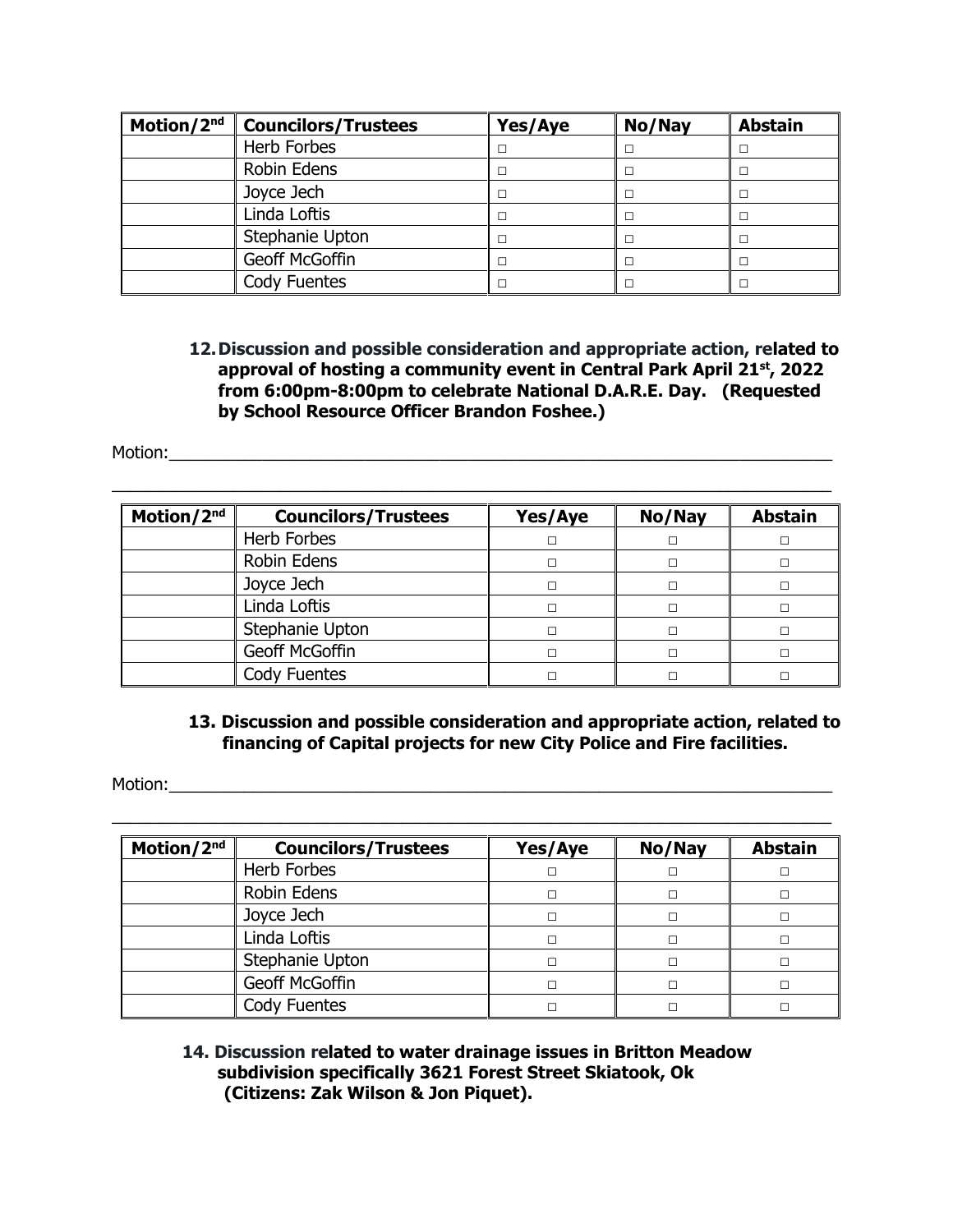| Motion/2nd | Councilors/Trustees | Yes/Aye | No/Nay | Abstain |
|---|---|---|---|---|
| | Herb Forbes | □ | □ | □ |
| | Robin Edens | □ | □ | □ |
| | Joyce Jech | □ | □ | □ |
| | Linda Loftis | □ | □ | □ |
| | Stephanie Upton | □ | □ | □ |
| | Geoff McGoffin | □ | □ | □ |
| | Cody Fuentes | □ | □ | □ |

**12. Discussion and possible consideration and appropriate action, related to approval of hosting a community event in Central Park April 21st, 2022 from 6:00pm-8:00pm to celebrate National D.A.R.E. Day. (Requested by School Resource Officer Brandon Foshee.)**

Motion:_______________________________________________________________________

_____________________________________________________________________________

| Motion/2nd | Councilors/Trustees | Yes/Aye | No/Nay | Abstain |
|---|---|---|---|---|
| | Herb Forbes | □ | □ | □ |
| | Robin Edens | □ | □ | □ |
| | Joyce Jech | □ | □ | □ |
| | Linda Loftis | □ | □ | □ |
| | Stephanie Upton | □ | □ | □ |
| | Geoff McGoffin | □ | □ | □ |
| | Cody Fuentes | □ | □ | □ |

**13. Discussion and possible consideration and appropriate action, related to financing of Capital projects for new City Police and Fire facilities.**

Motion:_______________________________________________________________________

_____________________________________________________________________________

| Motion/2nd | Councilors/Trustees | Yes/Aye | No/Nay | Abstain |
|---|---|---|---|---|
| | Herb Forbes | □ | □ | □ |
| | Robin Edens | □ | □ | □ |
| | Joyce Jech | □ | □ | □ |
| | Linda Loftis | □ | □ | □ |
| | Stephanie Upton | □ | □ | □ |
| | Geoff McGoffin | □ | □ | □ |
| | Cody Fuentes | □ | □ | □ |

**14. Discussion related to water drainage issues in Britton Meadow subdivision specifically 3621 Forest Street Skiatook, Ok (Citizens: Zak Wilson & Jon Piquet).**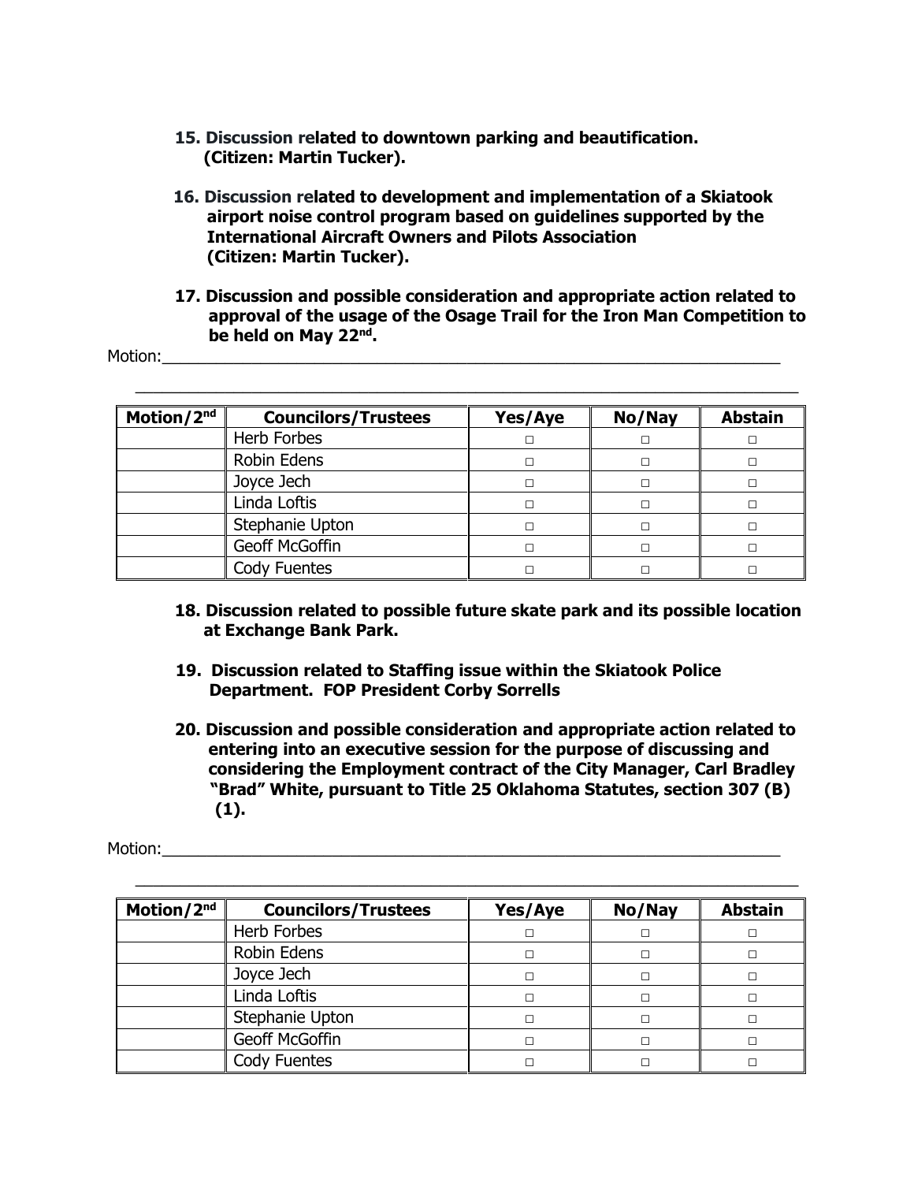**15. Discussion related to downtown parking and beautification. (Citizen: Martin Tucker).**

**16. Discussion related to development and implementation of a Skiatook airport noise control program based on guidelines supported by the International Aircraft Owners and Pilots Association (Citizen: Martin Tucker).**

**17. Discussion and possible consideration and appropriate action related to approval of the usage of the Osage Trail for the Iron Man Competition to be held on May 22nd.**

Motion:\_\_\_\_\_\_\_\_\_\_\_\_\_\_\_\_\_\_\_\_\_\_\_\_\_\_\_\_\_\_\_\_\_\_\_\_\_\_\_\_\_\_\_\_\_\_\_\_\_\_\_\_\_\_\_\_\_\_\_\_\_\_\_\_

\_\_\_\_\_\_\_\_\_\_\_\_\_\_\_\_\_\_\_\_\_\_\_\_\_\_\_\_\_\_\_\_\_\_\_\_\_\_\_\_\_\_\_\_\_\_\_\_\_\_\_\_\_\_\_\_\_\_\_\_\_\_\_\_\_\_\_\_\_\_

| Motion/2nd | Councilors/Trustees | Yes/Aye | No/Nay | Abstain |
|---|---|---|---|---|
| | Herb Forbes | □ | □ | □ |
| | Robin Edens | □ | □ | □ |
| | Joyce Jech | □ | □ | □ |
| | Linda Loftis | □ | □ | □ |
| | Stephanie Upton | □ | □ | □ |
| | Geoff McGoffin | □ | □ | □ |
| | Cody Fuentes | □ | □ | □ |

**18. Discussion related to possible future skate park and its possible location at Exchange Bank Park.**

**19. Discussion related to Staffing issue within the Skiatook Police Department. FOP President Corby Sorrells**

**20. Discussion and possible consideration and appropriate action related to entering into an executive session for the purpose of discussing and considering the Employment contract of the City Manager, Carl Bradley "Brad" White, pursuant to Title 25 Oklahoma Statutes, section 307 (B) (1).**

Motion:\_\_\_\_\_\_\_\_\_\_\_\_\_\_\_\_\_\_\_\_\_\_\_\_\_\_\_\_\_\_\_\_\_\_\_\_\_\_\_\_\_\_\_\_\_\_\_\_\_\_\_\_\_\_\_\_\_\_\_\_\_\_\_\_

\_\_\_\_\_\_\_\_\_\_\_\_\_\_\_\_\_\_\_\_\_\_\_\_\_\_\_\_\_\_\_\_\_\_\_\_\_\_\_\_\_\_\_\_\_\_\_\_\_\_\_\_\_\_\_\_\_\_\_\_\_\_\_\_\_\_\_\_\_\_

| Motion/2nd | Councilors/Trustees | Yes/Aye | No/Nay | Abstain |
|---|---|---|---|---|
| | Herb Forbes | □ | □ | □ |
| | Robin Edens | □ | □ | □ |
| | Joyce Jech | □ | □ | □ |
| | Linda Loftis | □ | □ | □ |
| | Stephanie Upton | □ | □ | □ |
| | Geoff McGoffin | □ | □ | □ |
| | Cody Fuentes | □ | □ | □ |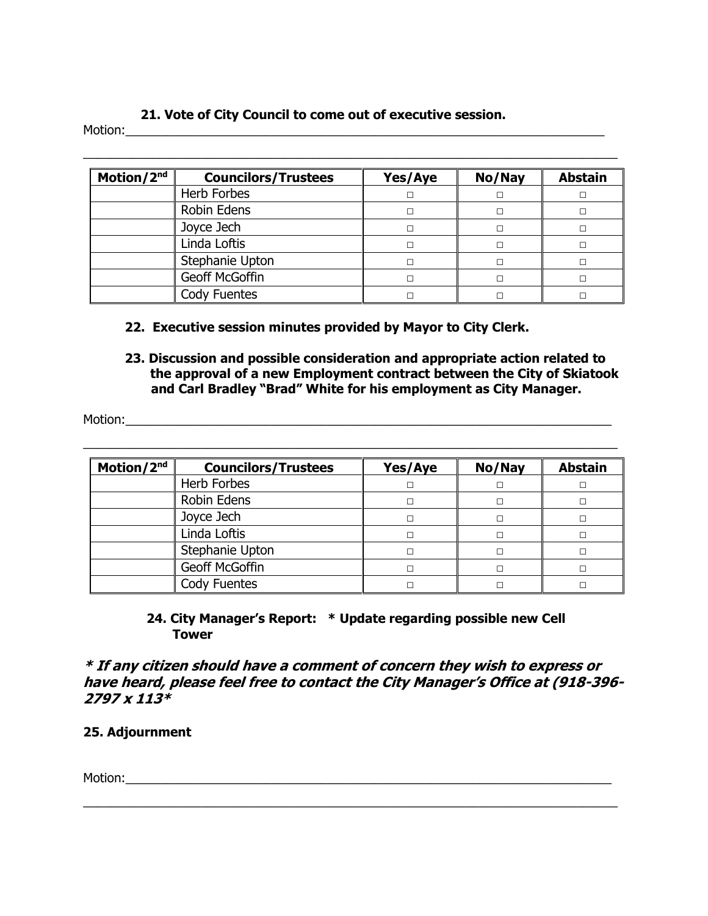**21. Vote of City Council to come out of executive session.**

Motion:\_\_\_\_\_\_\_\_\_\_\_\_\_\_\_\_\_\_\_\_\_\_\_\_\_\_\_\_\_\_\_\_\_\_\_\_\_\_\_\_\_\_\_\_\_\_\_\_\_\_\_\_\_\_\_\_\_\_\_\_\_\_\_\_\_\_

\_\_\_\_\_\_\_\_\_\_\_\_\_\_\_\_\_\_\_\_\_\_\_\_\_\_\_\_\_\_\_\_\_\_\_\_\_\_\_\_\_\_\_\_\_\_\_\_\_\_\_\_\_\_\_\_\_\_\_\_\_\_\_\_\_\_\_\_\_\_\_\_\_

| Motion/2nd | Councilors/Trustees | Yes/Aye | No/Nay | Abstain |
|---|---|---|---|---|
| | Herb Forbes | □ | □ | □ |
| | Robin Edens | □ | □ | □ |
| | Joyce Jech | □ | □ | □ |
| | Linda Loftis | □ | □ | □ |
| | Stephanie Upton | □ | □ | □ |
| | Geoff McGoffin | □ | □ | □ |
| | Cody Fuentes | □ | □ | □ |

**22. Executive session minutes provided by Mayor to City Clerk.**

**23. Discussion and possible consideration and appropriate action related to the approval of a new Employment contract between the City of Skiatook and Carl Bradley "Brad" White for his employment as City Manager.**

Motion:\_\_\_\_\_\_\_\_\_\_\_\_\_\_\_\_\_\_\_\_\_\_\_\_\_\_\_\_\_\_\_\_\_\_\_\_\_\_\_\_\_\_\_\_\_\_\_\_\_\_\_\_\_\_\_\_\_\_\_\_\_\_\_\_\_\_

\_\_\_\_\_\_\_\_\_\_\_\_\_\_\_\_\_\_\_\_\_\_\_\_\_\_\_\_\_\_\_\_\_\_\_\_\_\_\_\_\_\_\_\_\_\_\_\_\_\_\_\_\_\_\_\_\_\_\_\_\_\_\_\_\_\_\_\_\_\_\_\_\_

| Motion/2nd | Councilors/Trustees | Yes/Aye | No/Nay | Abstain |
|---|---|---|---|---|
| | Herb Forbes | □ | □ | □ |
| | Robin Edens | □ | □ | □ |
| | Joyce Jech | □ | □ | □ |
| | Linda Loftis | □ | □ | □ |
| | Stephanie Upton | □ | □ | □ |
| | Geoff McGoffin | □ | □ | □ |
| | Cody Fuentes | □ | □ | □ |

**24. City Manager's Report: \* Update regarding possible new Cell Tower**

***\* If any citizen should have a comment of concern they wish to express or have heard, please feel free to contact the City Manager's Office at (918-396-2797 x 113\****

**25. Adjournment**

Motion:\_\_\_\_\_\_\_\_\_\_\_\_\_\_\_\_\_\_\_\_\_\_\_\_\_\_\_\_\_\_\_\_\_\_\_\_\_\_\_\_\_\_\_\_\_\_\_\_\_\_\_\_\_\_\_\_\_\_\_\_\_\_\_\_\_\_

\_\_\_\_\_\_\_\_\_\_\_\_\_\_\_\_\_\_\_\_\_\_\_\_\_\_\_\_\_\_\_\_\_\_\_\_\_\_\_\_\_\_\_\_\_\_\_\_\_\_\_\_\_\_\_\_\_\_\_\_\_\_\_\_\_\_\_\_\_\_\_\_\_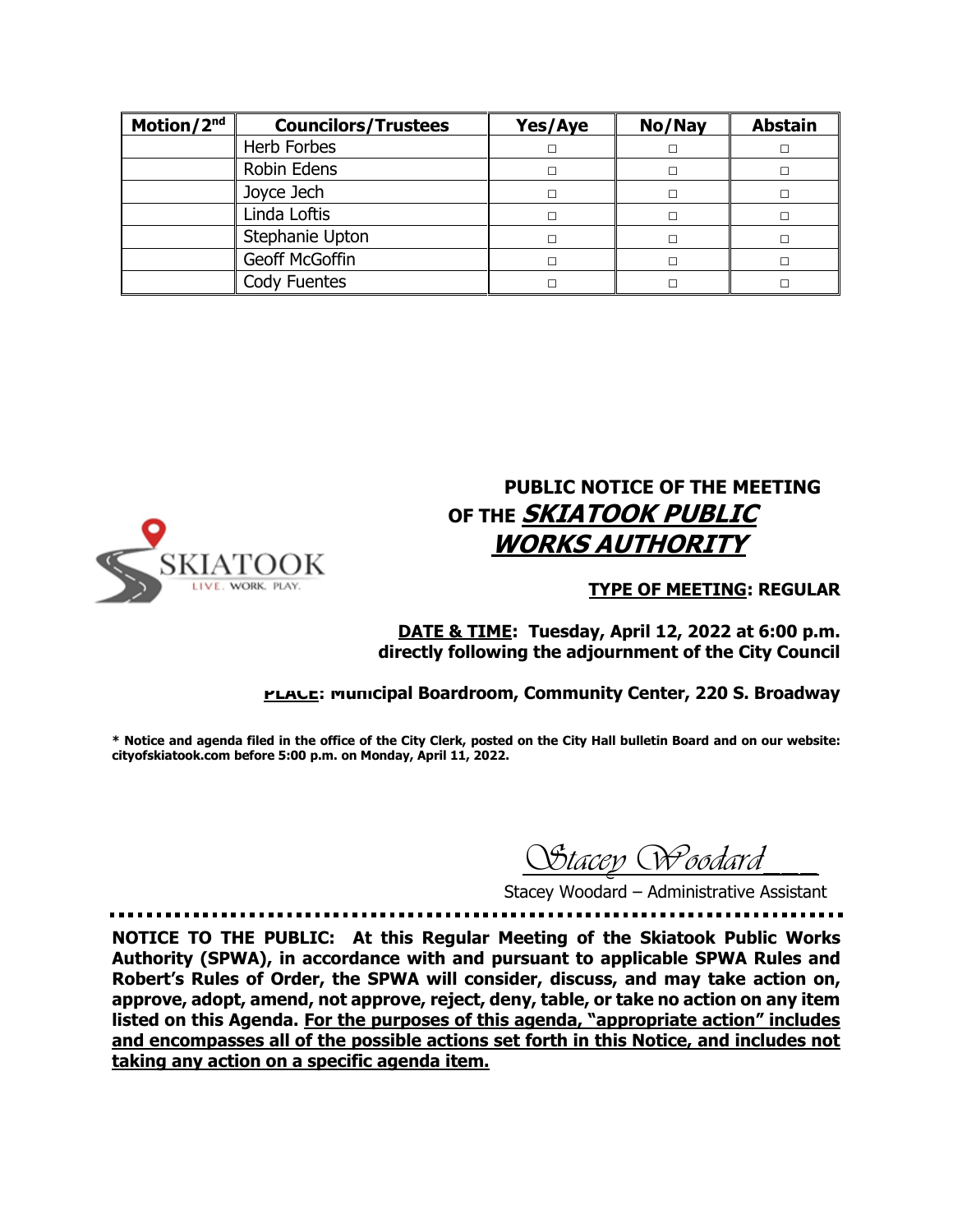| Motion/2nd | Councilors/Trustees | Yes/Aye | No/Nay | Abstain |
|---|---|---|---|---|
| | Herb Forbes | □ | □ | □ |
| | Robin Edens | □ | □ | □ |
| | Joyce Jech | □ | □ | □ |
| | Linda Loftis | □ | □ | □ |
| | Stephanie Upton | □ | □ | □ |
| | Geoff McGoffin | □ | □ | □ |
| | Cody Fuentes | □ | □ | □ |

SKIATOOK
LIVE. WORK. PLAY.

## PUBLIC NOTICE OF THE MEETING OF THE ***SKIATOOK PUBLIC WORKS AUTHORITY***

**TYPE OF MEETING: REGULAR**

**DATE & TIME: Tuesday, April 12, 2022 at 6:00 p.m. directly following the adjournment of the City Council**

**PLACE: Municipal Boardroom, Community Center, 220 S. Broadway**

**\* Notice and agenda filed in the office of the City Clerk, posted on the City Hall bulletin Board and on our website: cityofskiatook.com before 5:00 p.m. on Monday, April 11, 2022.**

*Stacey Woodard*___

Stacey Woodard – Administrative Assistant

**NOTICE TO THE PUBLIC: At this Regular Meeting of the Skiatook Public Works Authority (SPWA), in accordance with and pursuant to applicable SPWA Rules and Robert's Rules of Order, the SPWA will consider, discuss, and may take action on, approve, adopt, amend, not approve, reject, deny, table, or take no action on any item listed on this Agenda. For the purposes of this agenda, "appropriate action" includes and encompasses all of the possible actions set forth in this Notice, and includes not taking any action on a specific agenda item.**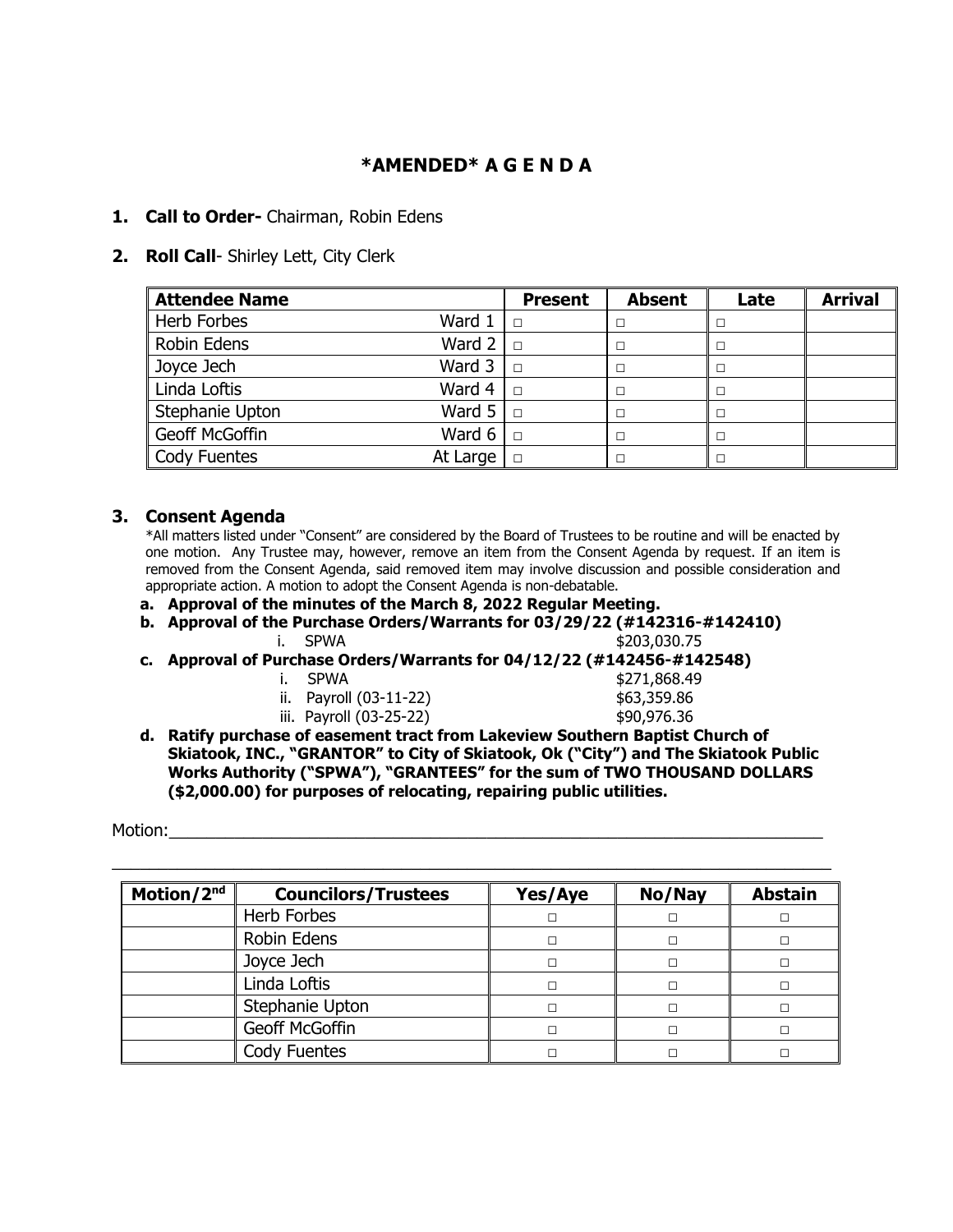## *AMENDED* A G E N D A

**1. Call to Order-** Chairman, Robin Edens

**2. Roll Call**- Shirley Lett, City Clerk

| Attendee Name | | Present | Absent | Late | Arrival |
|---|---|---|---|---|---|
| Herb Forbes | Ward 1 | □ | □ | □ | |
| Robin Edens | Ward 2 | □ | □ | □ | |
| Joyce Jech | Ward 3 | □ | □ | □ | |
| Linda Loftis | Ward 4 | □ | □ | □ | |
| Stephanie Upton | Ward 5 | □ | □ | □ | |
| Geoff McGoffin | Ward 6 | □ | □ | □ | |
| Cody Fuentes | At Large | □ | □ | □ | |

**3. Consent Agenda**

*All matters listed under "Consent" are considered by the Board of Trustees to be routine and will be enacted by one motion. Any Trustee may, however, remove an item from the Consent Agenda by request. If an item is removed from the Consent Agenda, said removed item may involve discussion and possible consideration and appropriate action. A motion to adopt the Consent Agenda is non-debatable.

**a. Approval of the minutes of the March 8, 2022 Regular Meeting.**

**b. Approval of the Purchase Orders/Warrants for 03/29/22 (#142316-#142410)**

i. SPWA $203,030.75

**c. Approval of Purchase Orders/Warrants for 04/12/22 (#142456-#142548)**

i. SPWA $271,868.49

ii. Payroll (03-11-22) $63,359.86

iii. Payroll (03-25-22) $90,976.36

**d. Ratify purchase of easement tract from Lakeview Southern Baptist Church of Skiatook, INC., "GRANTOR" to City of Skiatook, Ok ("City") and The Skiatook Public Works Authority ("SPWA"), "GRANTEES" for the sum of TWO THOUSAND DOLLARS ($2,000.00) for purposes of relocating, repairing public utilities.**

Motion:_______________________________________________________________________

_______________________________________________________________________________

| Motion/2nd | Councilors/Trustees | Yes/Aye | No/Nay | Abstain |
|---|---|---|---|---|
| | Herb Forbes | □ | □ | □ |
| | Robin Edens | □ | □ | □ |
| | Joyce Jech | □ | □ | □ |
| | Linda Loftis | □ | □ | □ |
| | Stephanie Upton | □ | □ | □ |
| | Geoff McGoffin | □ | □ | □ |
| | Cody Fuentes | □ | □ | □ |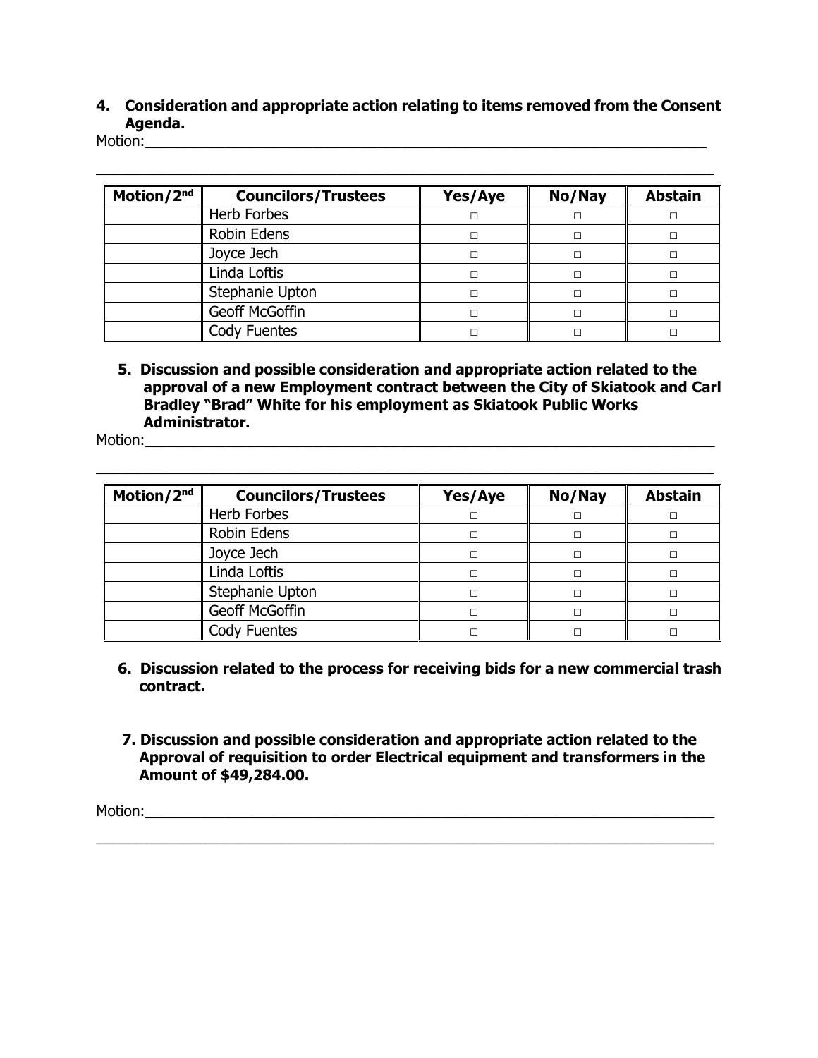**4. Consideration and appropriate action relating to items removed from the Consent Agenda.**

Motion:___________________________________________________________________________

___________________________________________________________________________________

| Motion/2nd | Councilors/Trustees | Yes/Aye | No/Nay | Abstain |
|---|---|---|---|---|
| | Herb Forbes | □ | □ | □ |
| | Robin Edens | □ | □ | □ |
| | Joyce Jech | □ | □ | □ |
| | Linda Loftis | □ | □ | □ |
| | Stephanie Upton | □ | □ | □ |
| | Geoff McGoffin | □ | □ | □ |
| | Cody Fuentes | □ | □ | □ |

**5. Discussion and possible consideration and appropriate action related to the approval of a new Employment contract between the City of Skiatook and Carl Bradley "Brad" White for his employment as Skiatook Public Works Administrator.**

Motion:___________________________________________________________________________

___________________________________________________________________________________

| Motion/2nd | Councilors/Trustees | Yes/Aye | No/Nay | Abstain |
|---|---|---|---|---|
| | Herb Forbes | □ | □ | □ |
| | Robin Edens | □ | □ | □ |
| | Joyce Jech | □ | □ | □ |
| | Linda Loftis | □ | □ | □ |
| | Stephanie Upton | □ | □ | □ |
| | Geoff McGoffin | □ | □ | □ |
| | Cody Fuentes | □ | □ | □ |

**6. Discussion related to the process for receiving bids for a new commercial trash contract.**

**7. Discussion and possible consideration and appropriate action related to the Approval of requisition to order Electrical equipment and transformers in the Amount of $49,284.00.**

Motion:___________________________________________________________________________

___________________________________________________________________________________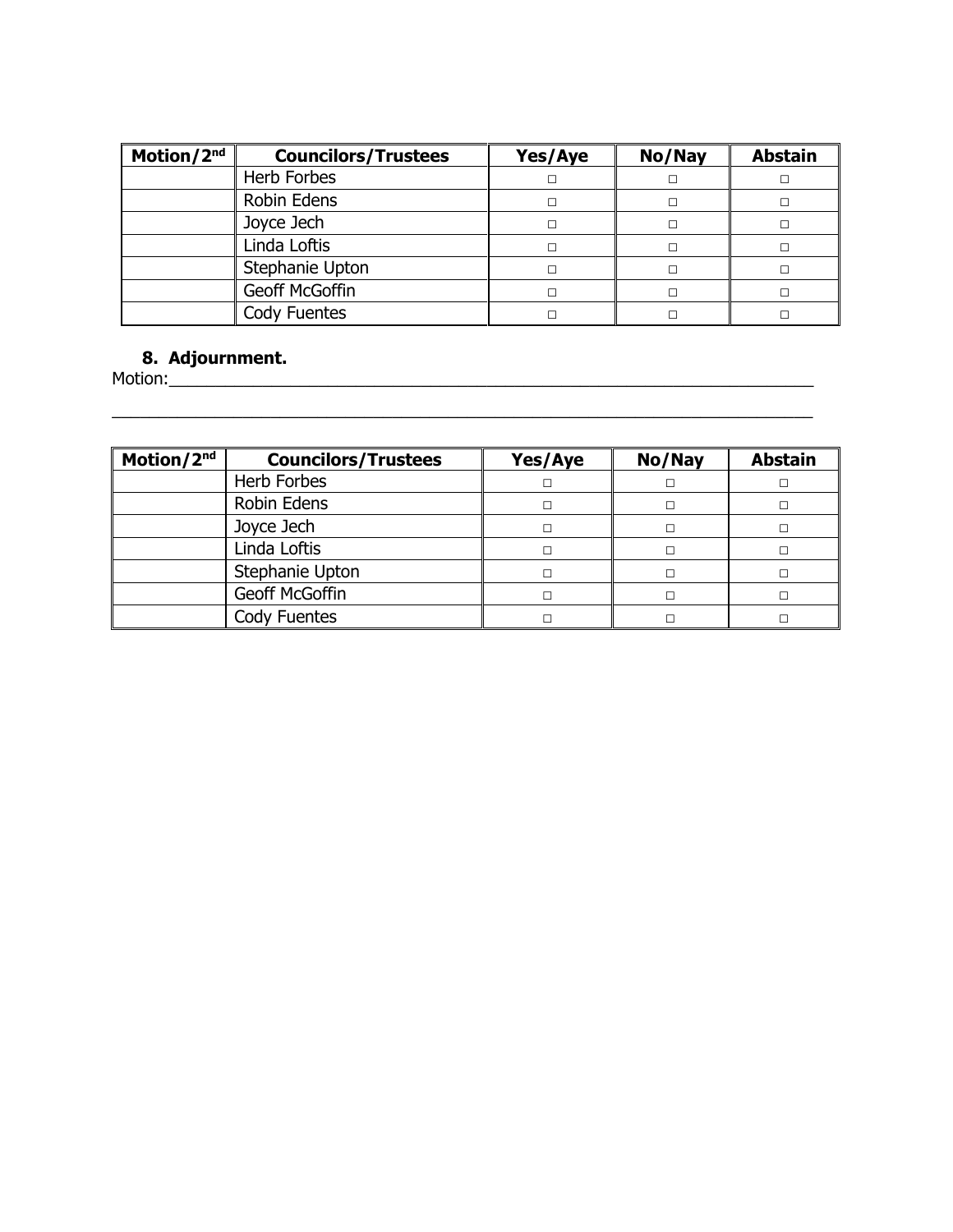| Motion/2nd | Councilors/Trustees | Yes/Aye | No/Nay | Abstain |
|---|---|---|---|---|
| | Herb Forbes | □ | □ | □ |
| | Robin Edens | □ | □ | □ |
| | Joyce Jech | □ | □ | □ |
| | Linda Loftis | □ | □ | □ |
| | Stephanie Upton | □ | □ | □ |
| | Geoff McGoffin | □ | □ | □ |
| | Cody Fuentes | □ | □ | □ |

**8. Adjournment.**

Motion:______________________________________________________________________

_____________________________________________________________________________

| Motion/2nd | Councilors/Trustees | Yes/Aye | No/Nay | Abstain |
|---|---|---|---|---|
| | Herb Forbes | □ | □ | □ |
| | Robin Edens | □ | □ | □ |
| | Joyce Jech | □ | □ | □ |
| | Linda Loftis | □ | □ | □ |
| | Stephanie Upton | □ | □ | □ |
| | Geoff McGoffin | □ | □ | □ |
| | Cody Fuentes | □ | □ | □ |